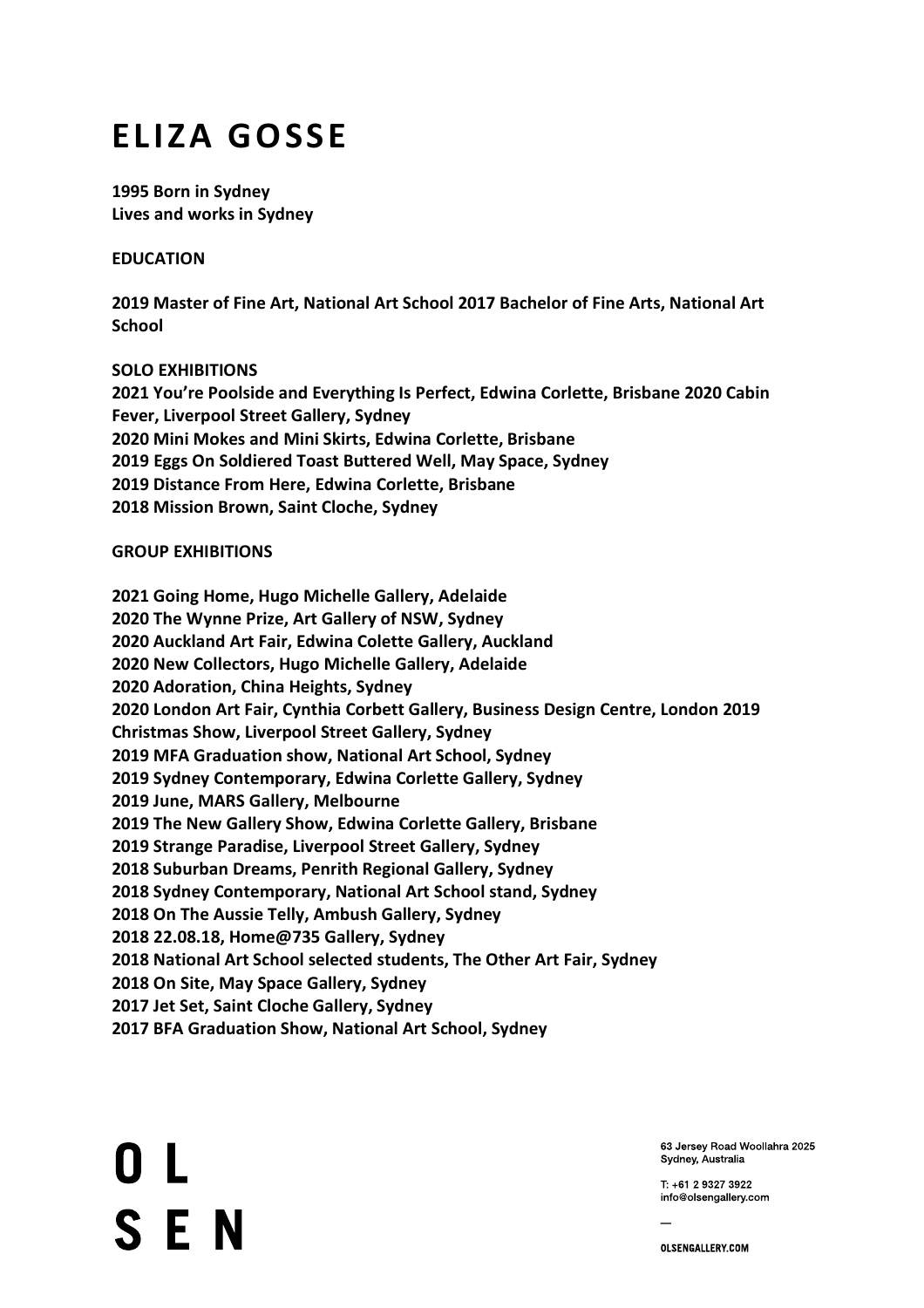# ELIZA GOSSE

**1995 Born in Sydney**
**Lives and works in Sydney**

**EDUCATION**

**2019 Master of Fine Art, National Art School 2017 Bachelor of Fine Arts, National Art School**

**SOLO EXHIBITIONS**
**2021 You're Poolside and Everything Is Perfect, Edwina Corlette, Brisbane 2020 Cabin Fever, Liverpool Street Gallery, Sydney**
**2020 Mini Mokes and Mini Skirts, Edwina Corlette, Brisbane**
**2019 Eggs On Soldiered Toast Buttered Well, May Space, Sydney**
**2019 Distance From Here, Edwina Corlette, Brisbane**
**2018 Mission Brown, Saint Cloche, Sydney**

**GROUP EXHIBITIONS**

**2021 Going Home, Hugo Michelle Gallery, Adelaide**
**2020 The Wynne Prize, Art Gallery of NSW, Sydney**
**2020 Auckland Art Fair, Edwina Colette Gallery, Auckland**
**2020 New Collectors, Hugo Michelle Gallery, Adelaide**
**2020 Adoration, China Heights, Sydney**
**2020 London Art Fair, Cynthia Corbett Gallery, Business Design Centre, London 2019 Christmas Show, Liverpool Street Gallery, Sydney**
**2019 MFA Graduation show, National Art School, Sydney**
**2019 Sydney Contemporary, Edwina Corlette Gallery, Sydney**
**2019 June, MARS Gallery, Melbourne**
**2019 The New Gallery Show, Edwina Corlette Gallery, Brisbane**
**2019 Strange Paradise, Liverpool Street Gallery, Sydney**
**2018 Suburban Dreams, Penrith Regional Gallery, Sydney**
**2018 Sydney Contemporary, National Art School stand, Sydney**
**2018 On The Aussie Telly, Ambush Gallery, Sydney**
**2018 22.08.18, Home@735 Gallery, Sydney**
**2018 National Art School selected students, The Other Art Fair, Sydney**
**2018 On Site, May Space Gallery, Sydney**
**2017 Jet Set, Saint Cloche Gallery, Sydney**
**2017 BFA Graduation Show, National Art School, Sydney**

OL
SEN

63 Jersey Road Woollahra 2025
Sydney, Australia

T: +61 2 9327 3922
info@olsengallery.com

OLSENGALLERY.COM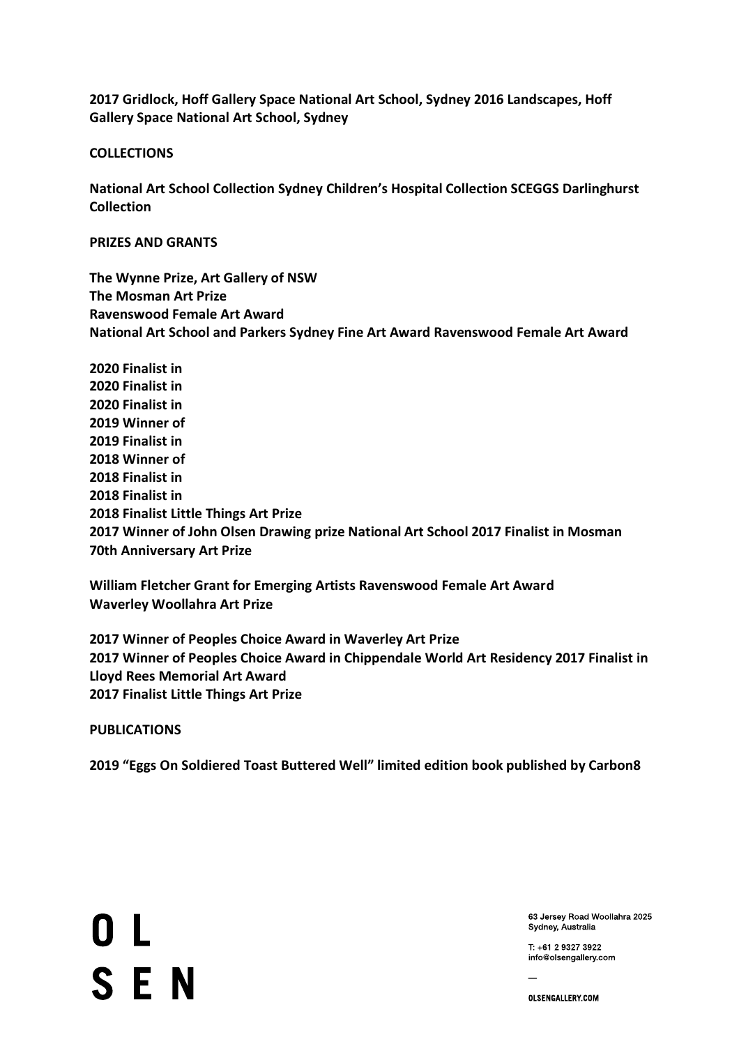**2017 Gridlock, Hoff Gallery Space National Art School, Sydney 2016 Landscapes, Hoff Gallery Space National Art School, Sydney**

**COLLECTIONS**

**National Art School Collection Sydney Children's Hospital Collection SCEGGS Darlinghurst Collection**

**PRIZES AND GRANTS**

**The Wynne Prize, Art Gallery of NSW**
**The Mosman Art Prize**
**Ravenswood Female Art Award**
**National Art School and Parkers Sydney Fine Art Award Ravenswood Female Art Award**

**2020 Finalist in**
**2020 Finalist in**
**2020 Finalist in**
**2019 Winner of**
**2019 Finalist in**
**2018 Winner of**
**2018 Finalist in**
**2018 Finalist in**
**2018 Finalist Little Things Art Prize**
**2017 Winner of John Olsen Drawing prize National Art School 2017 Finalist in Mosman 70th Anniversary Art Prize**

**William Fletcher Grant for Emerging Artists Ravenswood Female Art Award**
**Waverley Woollahra Art Prize**

**2017 Winner of Peoples Choice Award in Waverley Art Prize**
**2017 Winner of Peoples Choice Award in Chippendale World Art Residency 2017 Finalist in Lloyd Rees Memorial Art Award**
**2017 Finalist Little Things Art Prize**

**PUBLICATIONS**

**2019 "Eggs On Soldiered Toast Buttered Well" limited edition book published by Carbon8**

OL
SEN

63 Jersey Road Woollahra 2025
Sydney, Australia

T: +61 2 9327 3922
info@olsengallery.com

OLSENGALLERY.COM